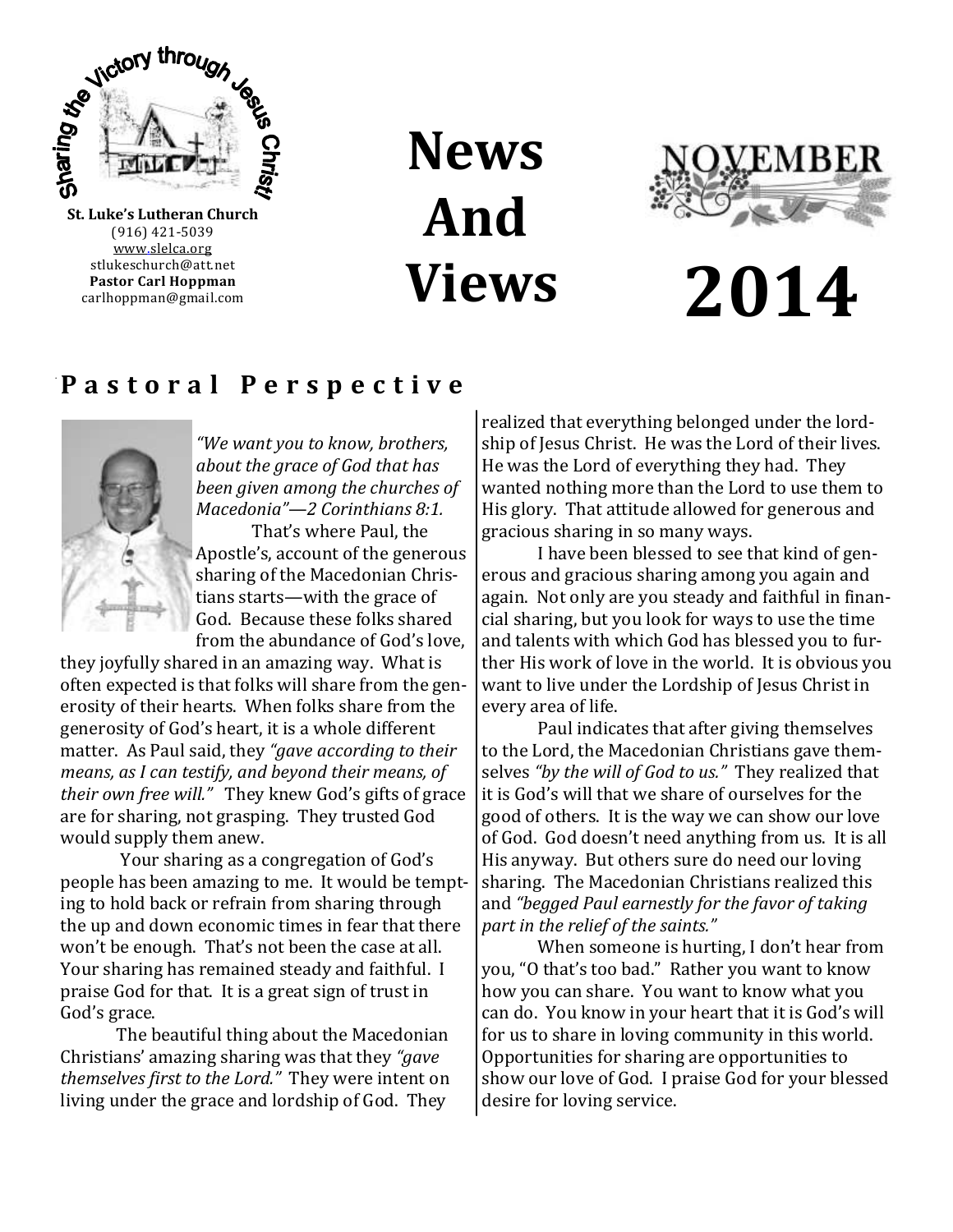Sharing the Victory through Jesus Christ!

**St. Luke's Lutheran Church**
(916) 421-5039
www.slelca.org
stlukeschurch@att.net
**Pastor Carl Hoppman**
carlhoppman@gmail.com

# News And Views

# NOVEMBER 2014

## Pastoral Perspective

*"We want you to know, brothers, about the grace of God that has been given among the churches of Macedonia"—2 Corinthians 8:1.*

That's where Paul, the Apostle's, account of the generous sharing of the Macedonian Christians starts—with the grace of God. Because these folks shared from the abundance of God's love, they joyfully shared in an amazing way. What is often expected is that folks will share from the generosity of their hearts. When folks share from the generosity of God's heart, it is a whole different matter. As Paul said, they *"gave according to their means, as I can testify, and beyond their means, of their own free will."* They knew God's gifts of grace are for sharing, not grasping. They trusted God would supply them anew.

Your sharing as a congregation of God's people has been amazing to me. It would be tempting to hold back or refrain from sharing through the up and down economic times in fear that there won't be enough. That's not been the case at all. Your sharing has remained steady and faithful. I praise God for that. It is a great sign of trust in God's grace.

The beautiful thing about the Macedonian Christians' amazing sharing was that they *"gave themselves first to the Lord."* They were intent on living under the grace and lordship of God. They realized that everything belonged under the lordship of Jesus Christ. He was the Lord of their lives. He was the Lord of everything they had. They wanted nothing more than the Lord to use them to His glory. That attitude allowed for generous and gracious sharing in so many ways.

I have been blessed to see that kind of generous and gracious sharing among you again and again. Not only are you steady and faithful in financial sharing, but you look for ways to use the time and talents with which God has blessed you to further His work of love in the world. It is obvious you want to live under the Lordship of Jesus Christ in every area of life.

Paul indicates that after giving themselves to the Lord, the Macedonian Christians gave themselves *"by the will of God to us."* They realized that it is God's will that we share of ourselves for the good of others. It is the way we can show our love of God. God doesn't need anything from us. It is all His anyway. But others sure do need our loving sharing. The Macedonian Christians realized this and *"begged Paul earnestly for the favor of taking part in the relief of the saints."*

When someone is hurting, I don't hear from you, "O that's too bad." Rather you want to know how you can share. You want to know what you can do. You know in your heart that it is God's will for us to share in loving community in this world. Opportunities for sharing are opportunities to show our love of God. I praise God for your blessed desire for loving service.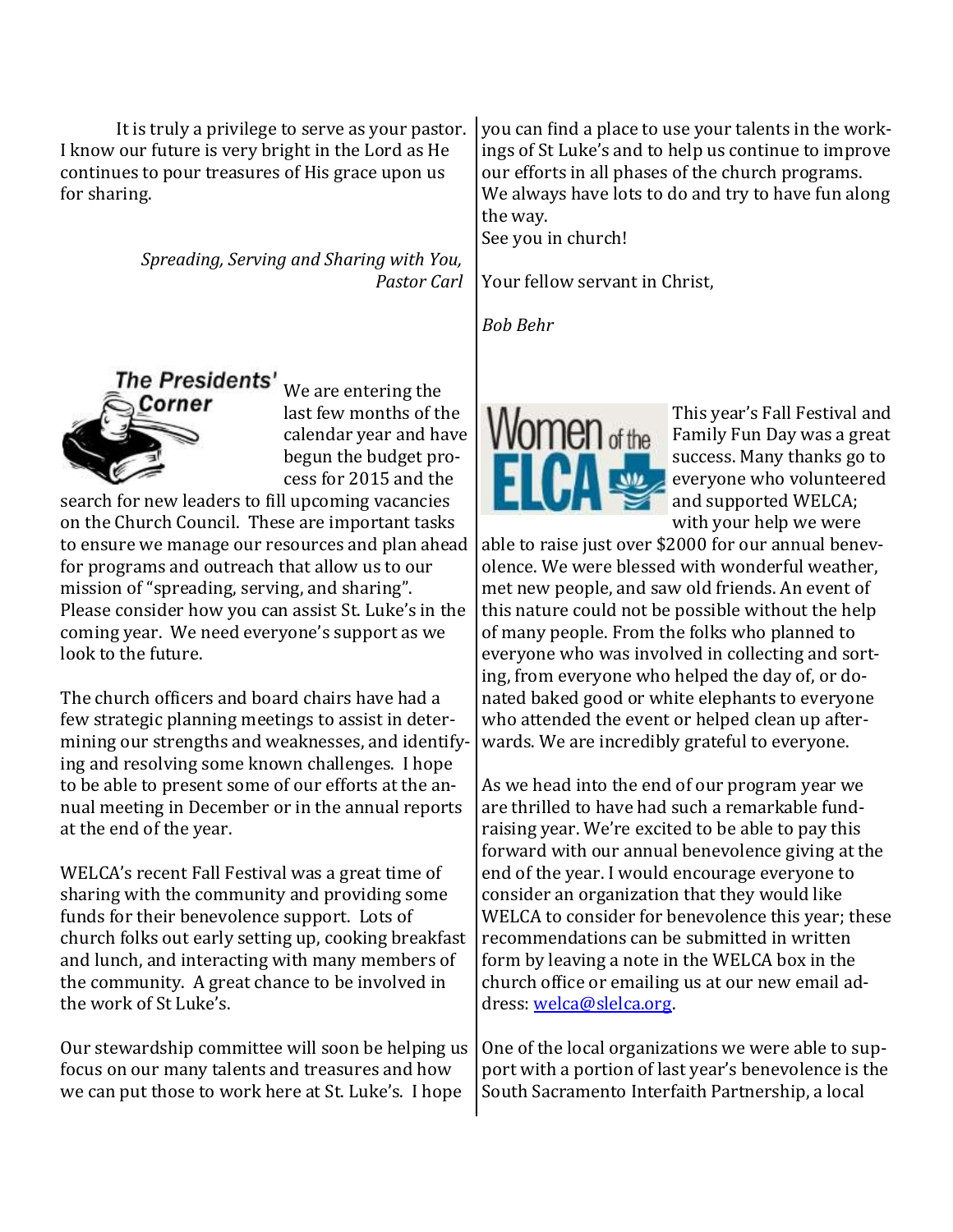It is truly a privilege to serve as your pastor. I know our future is very bright in the Lord as He continues to pour treasures of His grace upon us for sharing.

*Spreading, Serving and Sharing with You,*
*Pastor Carl*

## The Presidents' Corner

We are entering the last few months of the calendar year and have begun the budget process for 2015 and the search for new leaders to fill upcoming vacancies on the Church Council. These are important tasks to ensure we manage our resources and plan ahead for programs and outreach that allow us to our mission of "spreading, serving, and sharing". Please consider how you can assist St. Luke's in the coming year. We need everyone's support as we look to the future.

The church officers and board chairs have had a few strategic planning meetings to assist in determining our strengths and weaknesses, and identifying and resolving some known challenges. I hope to be able to present some of our efforts at the annual meeting in December or in the annual reports at the end of the year.

WELCA's recent Fall Festival was a great time of sharing with the community and providing some funds for their benevolence support. Lots of church folks out early setting up, cooking breakfast and lunch, and interacting with many members of the community. A great chance to be involved in the work of St Luke's.

Our stewardship committee will soon be helping us focus on our many talents and treasures and how we can put those to work here at St. Luke's. I hope you can find a place to use your talents in the workings of St Luke's and to help us continue to improve our efforts in all phases of the church programs. We always have lots to do and try to have fun along the way.
See you in church!

Your fellow servant in Christ,

*Bob Behr*

## Women of the ELCA

This year's Fall Festival and Family Fun Day was a great success. Many thanks go to everyone who volunteered and supported WELCA; with your help we were able to raise just over $2000 for our annual benevolence. We were blessed with wonderful weather, met new people, and saw old friends. An event of this nature could not be possible without the help of many people. From the folks who planned to everyone who was involved in collecting and sorting, from everyone who helped the day of, or donated baked good or white elephants to everyone who attended the event or helped clean up afterwards. We are incredibly grateful to everyone.

As we head into the end of our program year we are thrilled to have had such a remarkable fundraising year. We're excited to be able to pay this forward with our annual benevolence giving at the end of the year. I would encourage everyone to consider an organization that they would like WELCA to consider for benevolence this year; these recommendations can be submitted in written form by leaving a note in the WELCA box in the church office or emailing us at our new email address: welca@slelca.org.

One of the local organizations we were able to support with a portion of last year's benevolence is the South Sacramento Interfaith Partnership, a local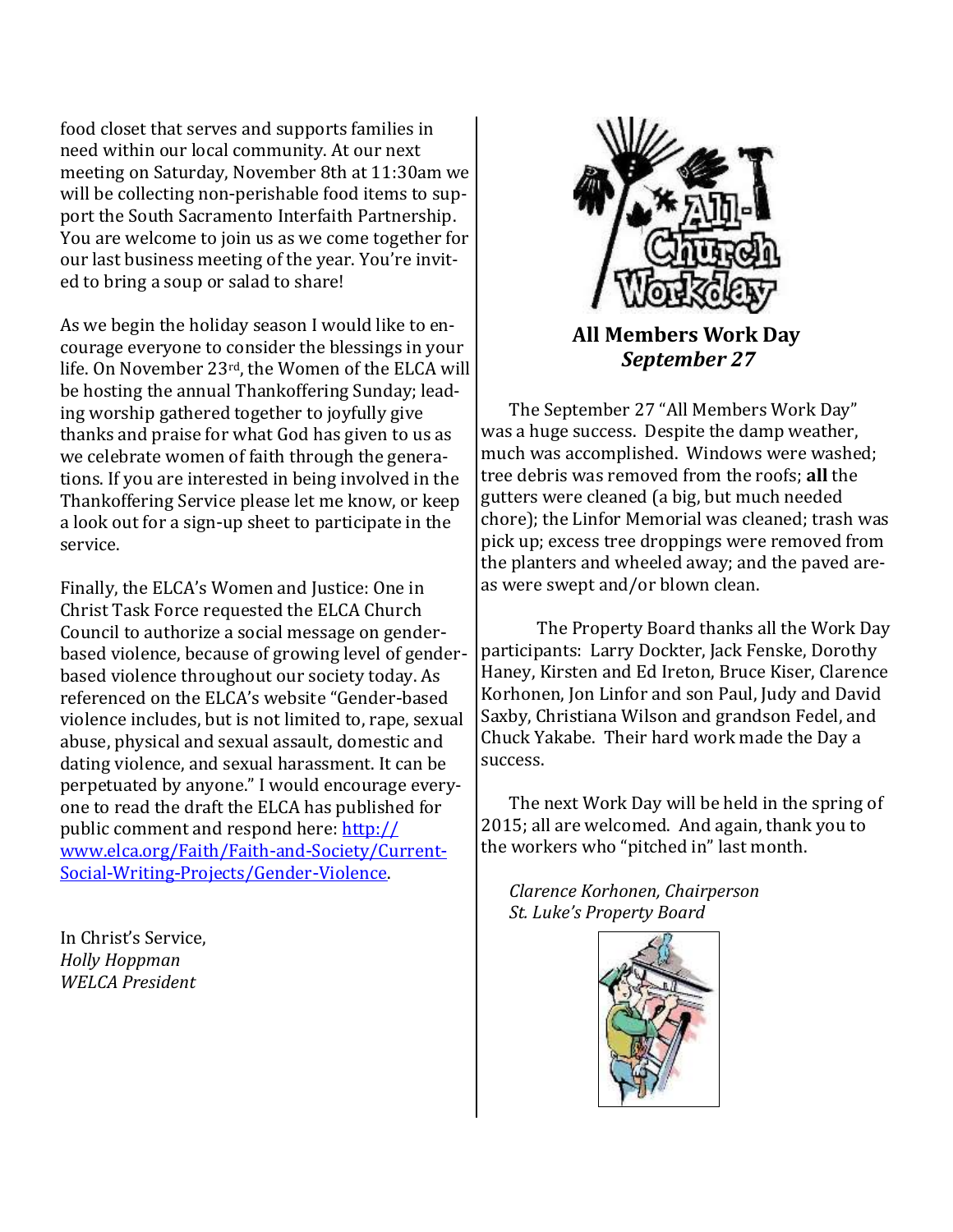food closet that serves and supports families in need within our local community. At our next meeting on Saturday, November 8th at 11:30am we will be collecting non-perishable food items to support the South Sacramento Interfaith Partnership. You are welcome to join us as we come together for our last business meeting of the year. You're invited to bring a soup or salad to share!

As we begin the holiday season I would like to encourage everyone to consider the blessings in your life. On November 23rd, the Women of the ELCA will be hosting the annual Thankoffering Sunday; leading worship gathered together to joyfully give thanks and praise for what God has given to us as we celebrate women of faith through the generations. If you are interested in being involved in the Thankoffering Service please let me know, or keep a look out for a sign-up sheet to participate in the service.

Finally, the ELCA's Women and Justice: One in Christ Task Force requested the ELCA Church Council to authorize a social message on gender-based violence, because of growing level of gender-based violence throughout our society today. As referenced on the ELCA's website "Gender-based violence includes, but is not limited to, rape, sexual abuse, physical and sexual assault, domestic and dating violence, and sexual harassment. It can be perpetuated by anyone." I would encourage everyone to read the draft the ELCA has published for public comment and respond here: [http://www.elca.org/Faith/Faith-and-Society/Current-Social-Writing-Projects/Gender-Violence](http://www.elca.org/Faith/Faith-and-Society/Current-Social-Writing-Projects/Gender-Violence).

In Christ's Service,
*Holly Hoppman*
*WELCA President*

**All Members Work Day**
***September 27***

The September 27 "All Members Work Day" was a huge success. Despite the damp weather, much was accomplished. Windows were washed; tree debris was removed from the roofs; **all** the gutters were cleaned (a big, but much needed chore); the Linfor Memorial was cleaned; trash was pick up; excess tree droppings were removed from the planters and wheeled away; and the paved areas were swept and/or blown clean.

The Property Board thanks all the Work Day participants: Larry Dockter, Jack Fenske, Dorothy Haney, Kirsten and Ed Ireton, Bruce Kiser, Clarence Korhonen, Jon Linfor and son Paul, Judy and David Saxby, Christiana Wilson and grandson Fedel, and Chuck Yakabe. Their hard work made the Day a success.

The next Work Day will be held in the spring of 2015; all are welcomed. And again, thank you to the workers who "pitched in" last month.

*Clarence Korhonen, Chairperson*
*St. Luke's Property Board*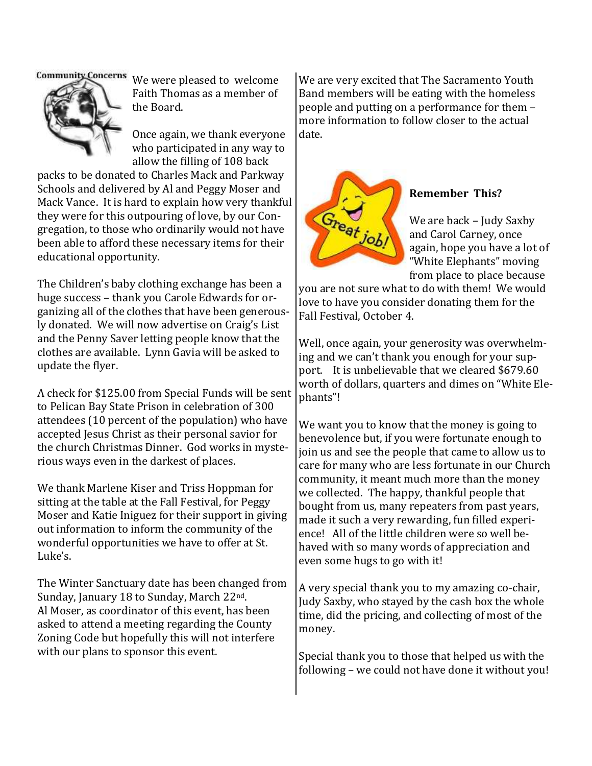**Community Concerns**

We were pleased to welcome Faith Thomas as a member of the Board.

Once again, we thank everyone who participated in any way to allow the filling of 108 back packs to be donated to Charles Mack and Parkway Schools and delivered by Al and Peggy Moser and Mack Vance. It is hard to explain how very thankful they were for this outpouring of love, by our Congregation, to those who ordinarily would not have been able to afford these necessary items for their educational opportunity.

The Children's baby clothing exchange has been a huge success – thank you Carole Edwards for organizing all of the clothes that have been generously donated. We will now advertise on Craig's List and the Penny Saver letting people know that the clothes are available. Lynn Gavia will be asked to update the flyer.

A check for $125.00 from Special Funds will be sent to Pelican Bay State Prison in celebration of 300 attendees (10 percent of the population) who have accepted Jesus Christ as their personal savior for the church Christmas Dinner. God works in mysterious ways even in the darkest of places.

We thank Marlene Kiser and Triss Hoppman for sitting at the table at the Fall Festival, for Peggy Moser and Katie Iniguez for their support in giving out information to inform the community of the wonderful opportunities we have to offer at St. Luke's.

The Winter Sanctuary date has been changed from Sunday, January 18 to Sunday, March 22nd. Al Moser, as coordinator of this event, has been asked to attend a meeting regarding the County Zoning Code but hopefully this will not interfere with our plans to sponsor this event.

We are very excited that The Sacramento Youth Band members will be eating with the homeless people and putting on a performance for them – more information to follow closer to the actual date.

**Remember This?**

We are back – Judy Saxby and Carol Carney, once again, hope you have a lot of "White Elephants" moving from place to place because you are not sure what to do with them! We would love to have you consider donating them for the Fall Festival, October 4.

Well, once again, your generosity was overwhelming and we can't thank you enough for your support. It is unbelievable that we cleared $679.60 worth of dollars, quarters and dimes on "White Elephants"!

We want you to know that the money is going to benevolence but, if you were fortunate enough to join us and see the people that came to allow us to care for many who are less fortunate in our Church community, it meant much more than the money we collected. The happy, thankful people that bought from us, many repeaters from past years, made it such a very rewarding, fun filled experience! All of the little children were so well behaved with so many words of appreciation and even some hugs to go with it!

A very special thank you to my amazing co-chair, Judy Saxby, who stayed by the cash box the whole time, did the pricing, and collecting of most of the money.

Special thank you to those that helped us with the following – we could not have done it without you!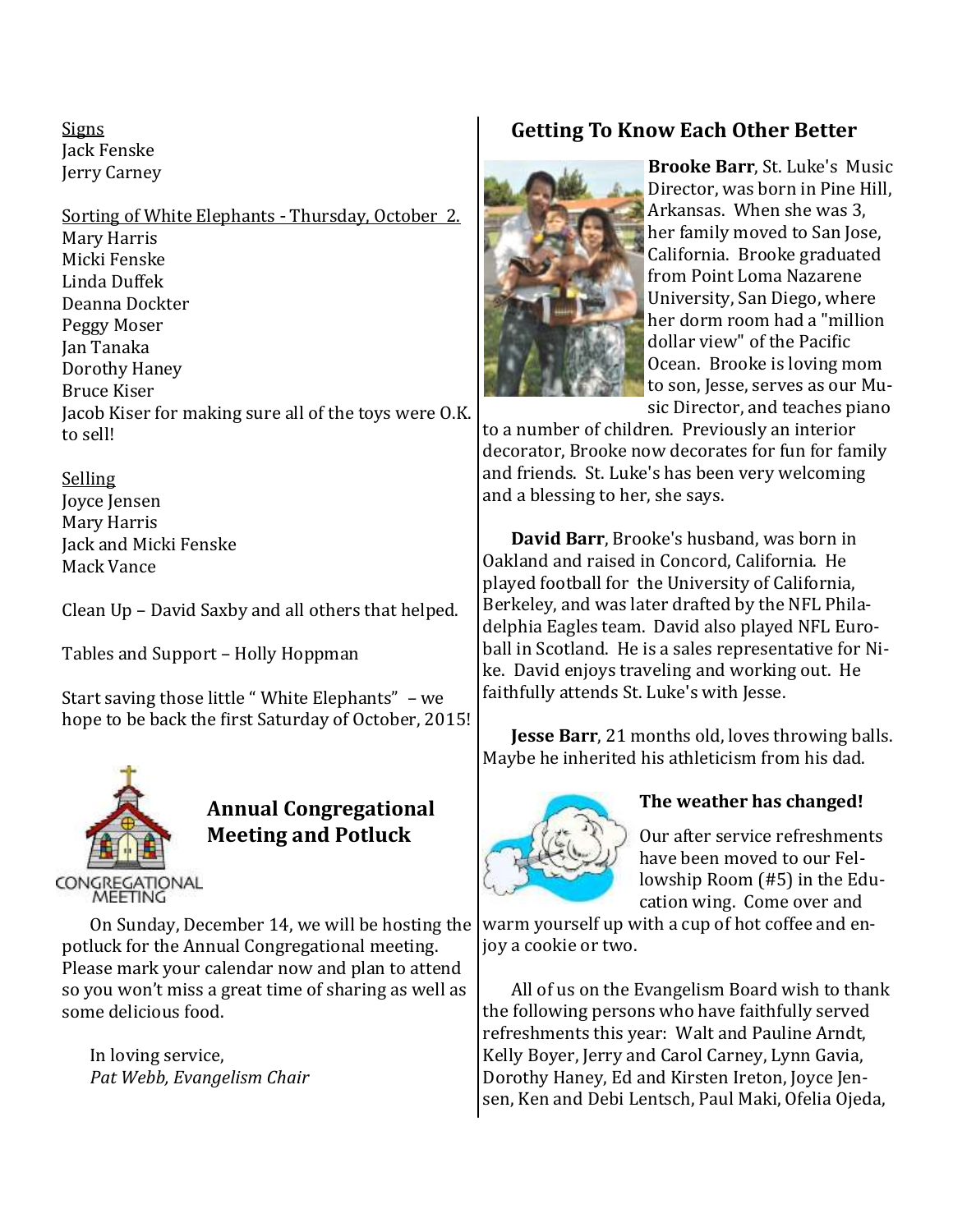Signs
Jack Fenske
Jerry Carney

Sorting of White Elephants - Thursday, October 2.
Mary Harris
Micki Fenske
Linda Duffek
Deanna Dockter
Peggy Moser
Jan Tanaka
Dorothy Haney
Bruce Kiser
Jacob Kiser for making sure all of the toys were O.K. to sell!

Selling
Joyce Jensen
Mary Harris
Jack and Micki Fenske
Mack Vance

Clean Up – David Saxby and all others that helped.

Tables and Support – Holly Hoppman

Start saving those little " White Elephants" – we hope to be back the first Saturday of October, 2015!

## Annual Congregational Meeting and Potluck

On Sunday, December 14, we will be hosting the potluck for the Annual Congregational meeting. Please mark your calendar now and plan to attend so you won't miss a great time of sharing as well as some delicious food.

In loving service,
*Pat Webb, Evangelism Chair*

## Getting To Know Each Other Better

**Brooke Barr**, St. Luke's Music Director, was born in Pine Hill, Arkansas. When she was 3, her family moved to San Jose, California. Brooke graduated from Point Loma Nazarene University, San Diego, where her dorm room had a "million dollar view" of the Pacific Ocean. Brooke is loving mom to son, Jesse, serves as our Music Director, and teaches piano to a number of children. Previously an interior decorator, Brooke now decorates for fun for family and friends. St. Luke's has been very welcoming and a blessing to her, she says.

**David Barr**, Brooke's husband, was born in Oakland and raised in Concord, California. He played football for the University of California, Berkeley, and was later drafted by the NFL Philadelphia Eagles team. David also played NFL Euroball in Scotland. He is a sales representative for Nike. David enjoys traveling and working out. He faithfully attends St. Luke's with Jesse.

**Jesse Barr**, 21 months old, loves throwing balls. Maybe he inherited his athleticism from his dad.

### The weather has changed!

Our after service refreshments have been moved to our Fellowship Room (#5) in the Education wing. Come over and warm yourself up with a cup of hot coffee and enjoy a cookie or two.

All of us on the Evangelism Board wish to thank the following persons who have faithfully served refreshments this year: Walt and Pauline Arndt, Kelly Boyer, Jerry and Carol Carney, Lynn Gavia, Dorothy Haney, Ed and Kirsten Ireton, Joyce Jensen, Ken and Debi Lentsch, Paul Maki, Ofelia Ojeda,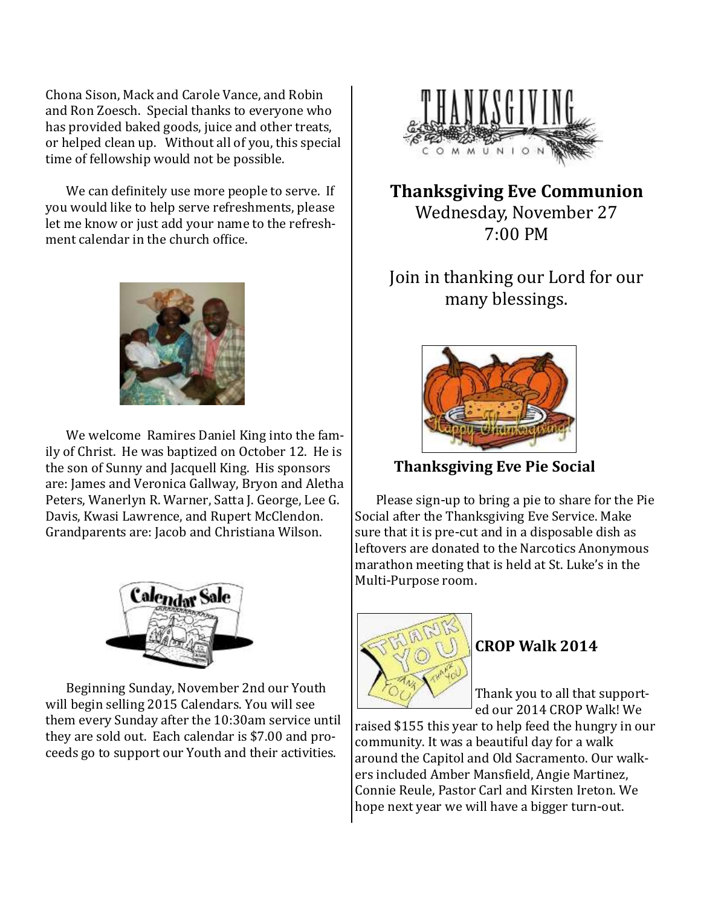Chona Sison, Mack and Carole Vance, and Robin and Ron Zoesch. Special thanks to everyone who has provided baked goods, juice and other treats, or helped clean up. Without all of you, this special time of fellowship would not be possible.

We can definitely use more people to serve. If you would like to help serve refreshments, please let me know or just add your name to the refreshment calendar in the church office.

We welcome Ramires Daniel King into the family of Christ. He was baptized on October 12. He is the son of Sunny and Jacquell King. His sponsors are: James and Veronica Gallway, Bryon and Aletha Peters, Wanerlyn R. Warner, Satta J. George, Lee G. Davis, Kwasi Lawrence, and Rupert McClendon. Grandparents are: Jacob and Christiana Wilson.

Beginning Sunday, November 2nd our Youth will begin selling 2015 Calendars. You will see them every Sunday after the 10:30am service until they are sold out. Each calendar is $7.00 and proceeds go to support our Youth and their activities.

## Thanksgiving Eve Communion

Wednesday, November 27
7:00 PM

Join in thanking our Lord for our many blessings.

## Thanksgiving Eve Pie Social

Please sign-up to bring a pie to share for the Pie Social after the Thanksgiving Eve Service. Make sure that it is pre-cut and in a disposable dish as leftovers are donated to the Narcotics Anonymous marathon meeting that is held at St. Luke's in the Multi-Purpose room.

## CROP Walk 2014

Thank you to all that supported our 2014 CROP Walk! We raised $155 this year to help feed the hungry in our community. It was a beautiful day for a walk around the Capitol and Old Sacramento. Our walkers included Amber Mansfield, Angie Martinez, Connie Reule, Pastor Carl and Kirsten Ireton. We hope next year we will have a bigger turn-out.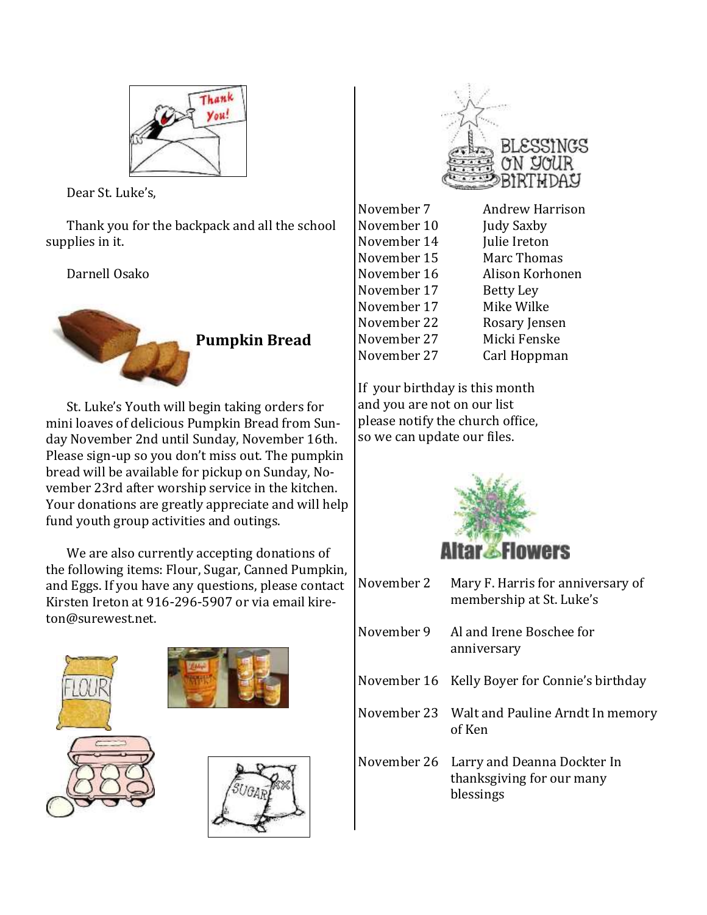Dear St. Luke's,

Thank you for the backpack and all the school supplies in it.

Darnell Osako

## Pumpkin Bread

St. Luke's Youth will begin taking orders for mini loaves of delicious Pumpkin Bread from Sunday November 2nd until Sunday, November 16th. Please sign-up so you don't miss out. The pumpkin bread will be available for pickup on Sunday, November 23rd after worship service in the kitchen. Your donations are greatly appreciate and will help fund youth group activities and outings.

We are also currently accepting donations of the following items: Flour, Sugar, Canned Pumpkin, and Eggs. If you have any questions, please contact Kirsten Ireton at 916-296-5907 or via email kireton@surewest.net.

## Blessings on Your Birthday

| | |
|---|---|
| November 7 | Andrew Harrison |
| November 10 | Judy Saxby |
| November 14 | Julie Ireton |
| November 15 | Marc Thomas |
| November 16 | Alison Korhonen |
| November 17 | Betty Ley |
| November 17 | Mike Wilke |
| November 22 | Rosary Jensen |
| November 27 | Micki Fenske |
| November 27 | Carl Hoppman |

If your birthday is this month and you are not on our list please notify the church office, so we can update our files.

## Altar Flowers

| | |
|---|---|
| November 2 | Mary F. Harris for anniversary of membership at St. Luke's |
| November 9 | Al and Irene Boschee for anniversary |
| November 16 | Kelly Boyer for Connie's birthday |
| November 23 | Walt and Pauline Arndt In memory of Ken |
| November 26 | Larry and Deanna Dockter In thanksgiving for our many blessings |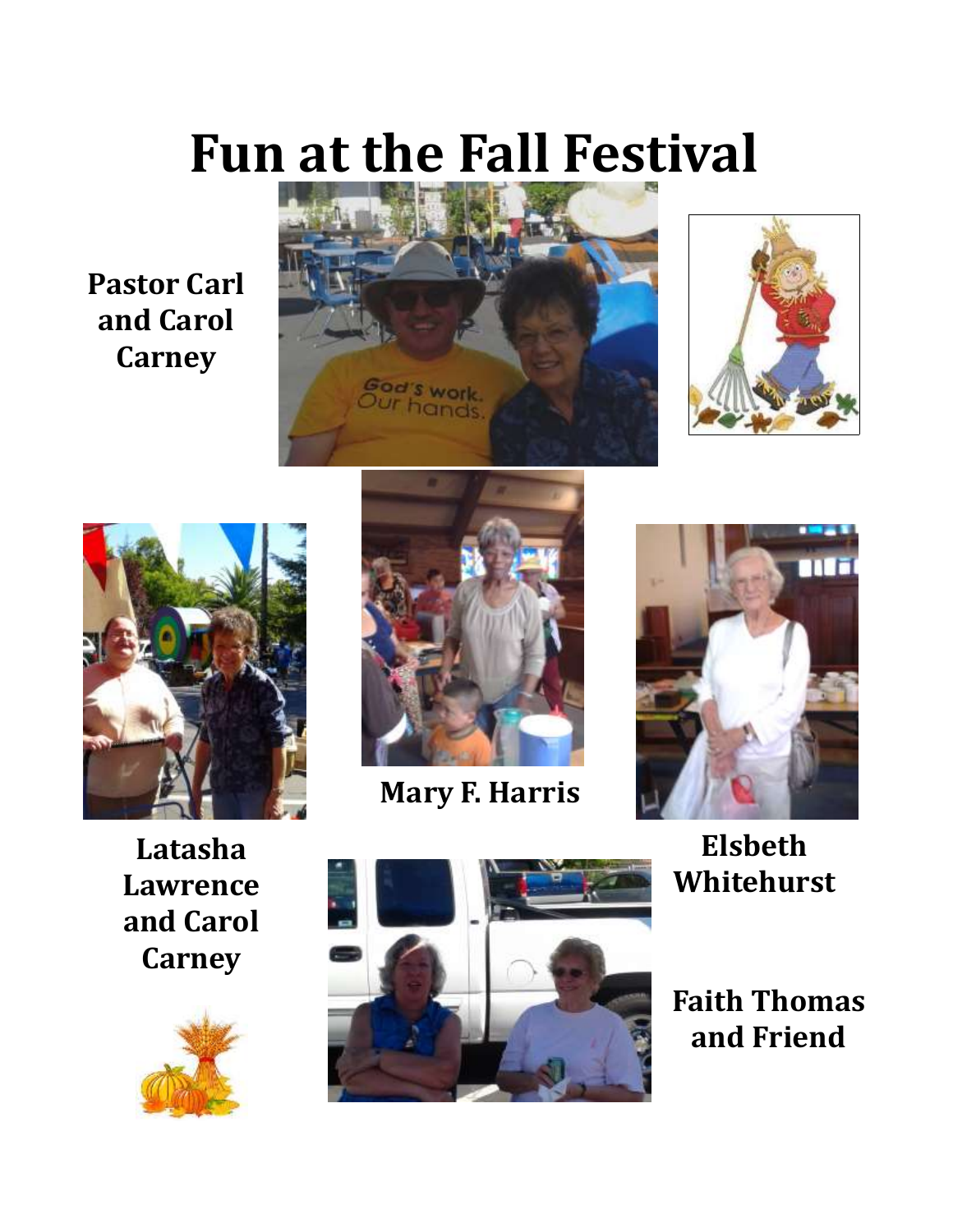# Fun at the Fall Festival

**Pastor Carl and Carol Carney**

**Latasha Lawrence and Carol Carney**

**Mary F. Harris**

**Elsbeth Whitehurst**

**Faith Thomas and Friend**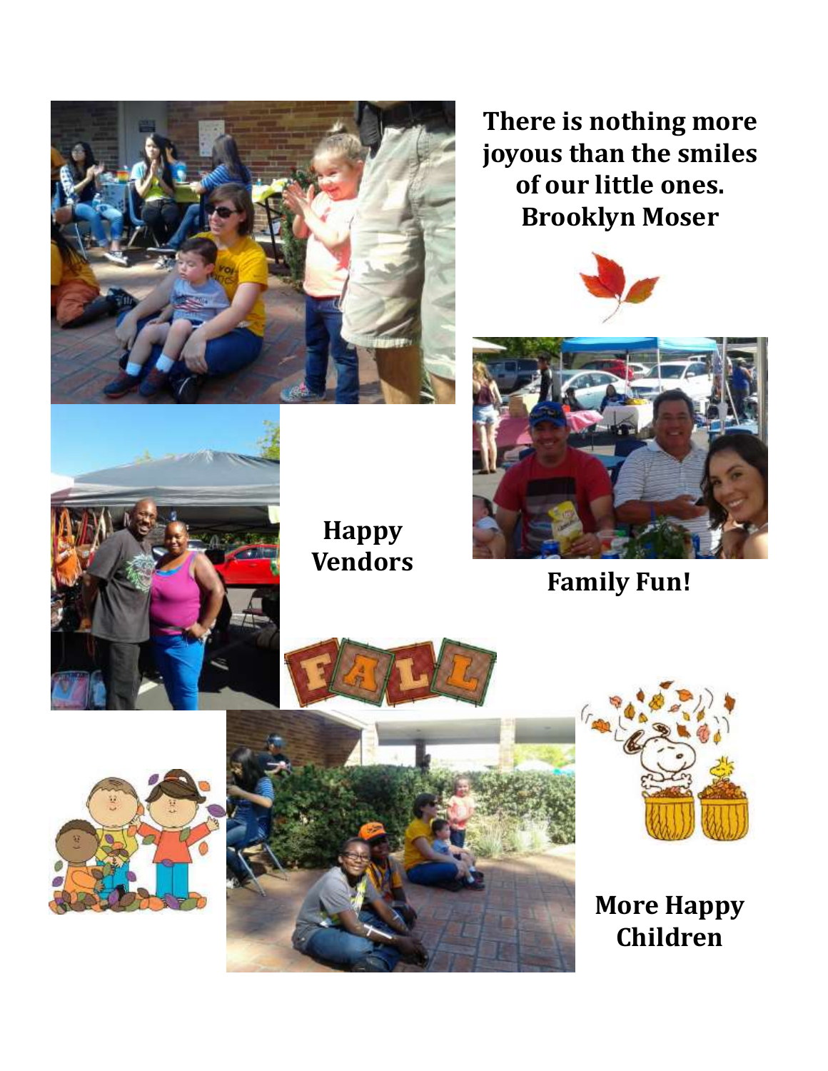**There is nothing more joyous than the smiles of our little ones.**
**Brooklyn Moser**

**Happy Vendors**

**Family Fun!**

**More Happy Children**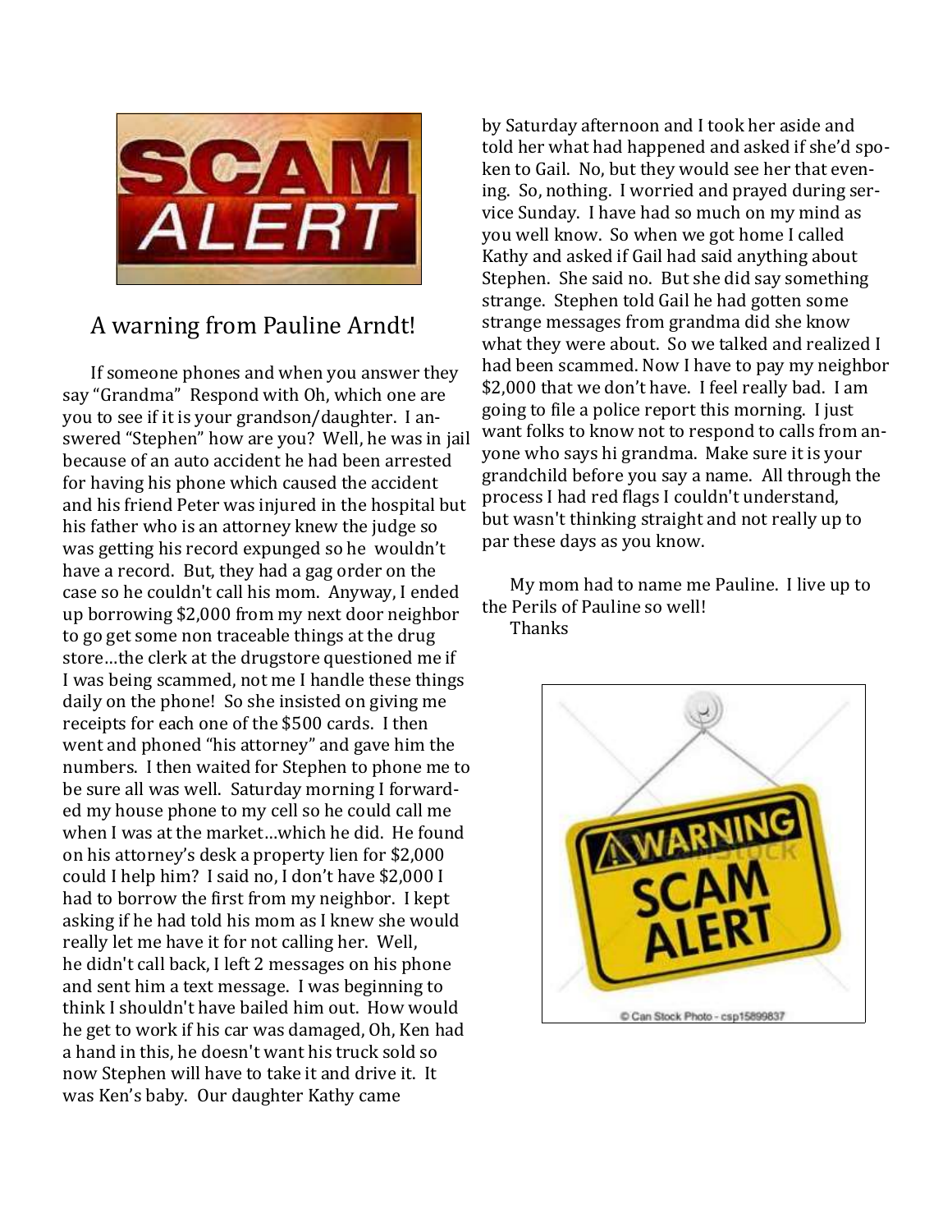## A warning from Pauline Arndt!

If someone phones and when you answer they say "Grandma" Respond with Oh, which one are you to see if it is your grandson/daughter. I answered "Stephen" how are you? Well, he was in jail because of an auto accident he had been arrested for having his phone which caused the accident and his friend Peter was injured in the hospital but his father who is an attorney knew the judge so was getting his record expunged so he wouldn't have a record. But, they had a gag order on the case so he couldn't call his mom. Anyway, I ended up borrowing $2,000 from my next door neighbor to go get some non traceable things at the drug store…the clerk at the drugstore questioned me if I was being scammed, not me I handle these things daily on the phone! So she insisted on giving me receipts for each one of the $500 cards. I then went and phoned "his attorney" and gave him the numbers. I then waited for Stephen to phone me to be sure all was well. Saturday morning I forwarded my house phone to my cell so he could call me when I was at the market…which he did. He found on his attorney's desk a property lien for $2,000 could I help him? I said no, I don't have $2,000 I had to borrow the first from my neighbor. I kept asking if he had told his mom as I knew she would really let me have it for not calling her. Well, he didn't call back, I left 2 messages on his phone and sent him a text message. I was beginning to think I shouldn't have bailed him out. How would he get to work if his car was damaged, Oh, Ken had a hand in this, he doesn't want his truck sold so now Stephen will have to take it and drive it. It was Ken's baby. Our daughter Kathy came by Saturday afternoon and I took her aside and told her what had happened and asked if she'd spoken to Gail. No, but they would see her that evening. So, nothing. I worried and prayed during service Sunday. I have had so much on my mind as you well know. So when we got home I called Kathy and asked if Gail had said anything about Stephen. She said no. But she did say something strange. Stephen told Gail he had gotten some strange messages from grandma did she know what they were about. So we talked and realized I had been scammed. Now I have to pay my neighbor $2,000 that we don't have. I feel really bad. I am going to file a police report this morning. I just want folks to know not to respond to calls from anyone who says hi grandma. Make sure it is your grandchild before you say a name. All through the process I had red flags I couldn't understand, but wasn't thinking straight and not really up to par these days as you know.

My mom had to name me Pauline. I live up to the Perils of Pauline so well!

Thanks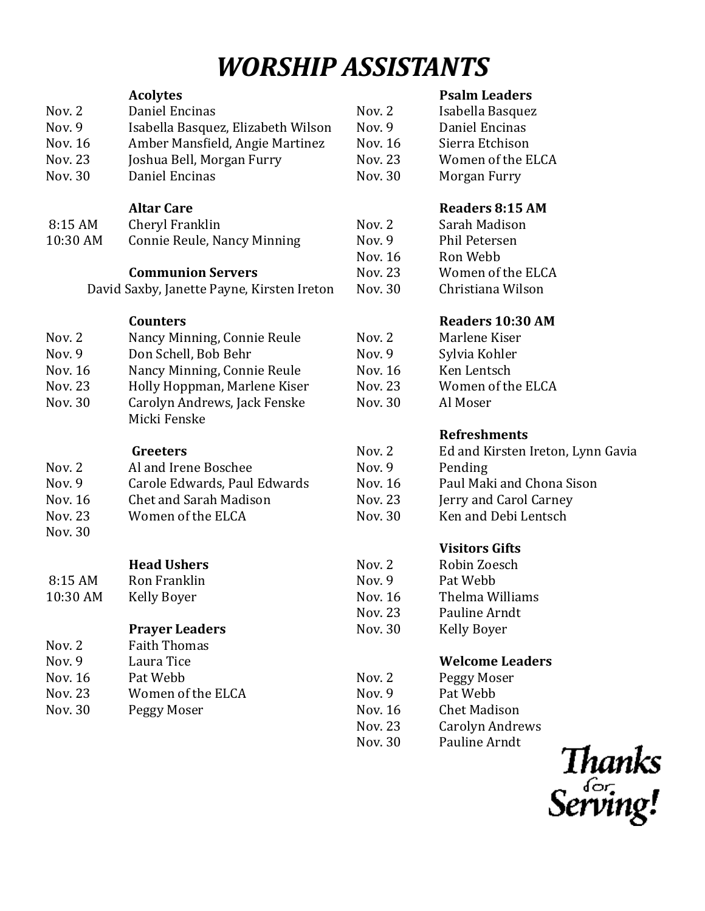# WORSHIP ASSISTANTS

**Acolytes**

| | |
|---|---|
| Nov. 2 | Daniel Encinas |
| Nov. 9 | Isabella Basquez, Elizabeth Wilson |
| Nov. 16 | Amber Mansfield, Angie Martinez |
| Nov. 23 | Joshua Bell, Morgan Furry |
| Nov. 30 | Daniel Encinas |

**Altar Care**

| | |
|---|---|
| 8:15 AM | Cheryl Franklin |
| 10:30 AM | Connie Reule, Nancy Minning |

**Communion Servers**

David Saxby, Janette Payne, Kirsten Ireton

**Counters**

| | |
|---|---|
| Nov. 2 | Nancy Minning, Connie Reule |
| Nov. 9 | Don Schell, Bob Behr |
| Nov. 16 | Nancy Minning, Connie Reule |
| Nov. 23 | Holly Hoppman, Marlene Kiser |
| Nov. 30 | Carolyn Andrews, Jack Fenske, Micki Fenske |

**Greeters**

| | |
|---|---|
| Nov. 2 | Al and Irene Boschee |
| Nov. 9 | Carole Edwards, Paul Edwards |
| Nov. 16 | Chet and Sarah Madison |
| Nov. 23 | Women of the ELCA |
| Nov. 30 | |

**Head Ushers**

| | |
|---|---|
| 8:15 AM | Ron Franklin |
| 10:30 AM | Kelly Boyer |

**Prayer Leaders**

| | |
|---|---|
| Nov. 2 | Faith Thomas |
| Nov. 9 | Laura Tice |
| Nov. 16 | Pat Webb |
| Nov. 23 | Women of the ELCA |
| Nov. 30 | Peggy Moser |

**Psalm Leaders**

| | |
|---|---|
| Nov. 2 | Isabella Basquez |
| Nov. 9 | Daniel Encinas |
| Nov. 16 | Sierra Etchison |
| Nov. 23 | Women of the ELCA |
| Nov. 30 | Morgan Furry |

**Readers 8:15 AM**

| | |
|---|---|
| Nov. 2 | Sarah Madison |
| Nov. 9 | Phil Petersen |
| Nov. 16 | Ron Webb |
| Nov. 23 | Women of the ELCA |
| Nov. 30 | Christiana Wilson |

**Readers 10:30 AM**

| | |
|---|---|
| Nov. 2 | Marlene Kiser |
| Nov. 9 | Sylvia Kohler |
| Nov. 16 | Ken Lentsch |
| Nov. 23 | Women of the ELCA |
| Nov. 30 | Al Moser |

**Refreshments**

| | |
|---|---|
| Nov. 2 | Ed and Kirsten Ireton, Lynn Gavia |
| Nov. 9 | Pending |
| Nov. 16 | Paul Maki and Chona Sison |
| Nov. 23 | Jerry and Carol Carney |
| Nov. 30 | Ken and Debi Lentsch |

**Visitors Gifts**

| | |
|---|---|
| Nov. 2 | Robin Zoesch |
| Nov. 9 | Pat Webb |
| Nov. 16 | Thelma Williams |
| Nov. 23 | Pauline Arndt |
| Nov. 30 | Kelly Boyer |

**Welcome Leaders**

| | |
|---|---|
| Nov. 2 | Peggy Moser |
| Nov. 9 | Pat Webb |
| Nov. 16 | Chet Madison |
| Nov. 23 | Carolyn Andrews |
| Nov. 30 | Pauline Arndt |

*Thanks for Serving!*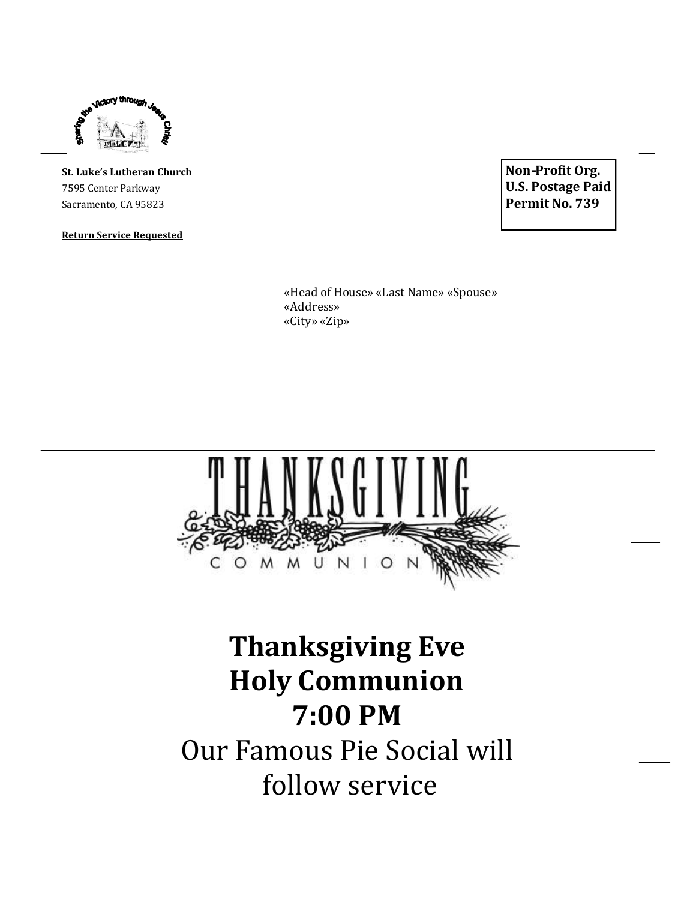**St. Luke's Lutheran Church**
7595 Center Parkway
Sacramento, CA 95823

**Return Service Requested**

| **Non-Profit Org.** |
| --- |
| **U.S. Postage Paid** |
| **Permit No. 739** |

«Head of House» «Last Name» «Spouse»
«Address»
«City» «Zip»

---

THANKSGIVING
COMMUNION

# Thanksgiving Eve
# Holy Communion
# 7:00 PM

Our Famous Pie Social will follow service